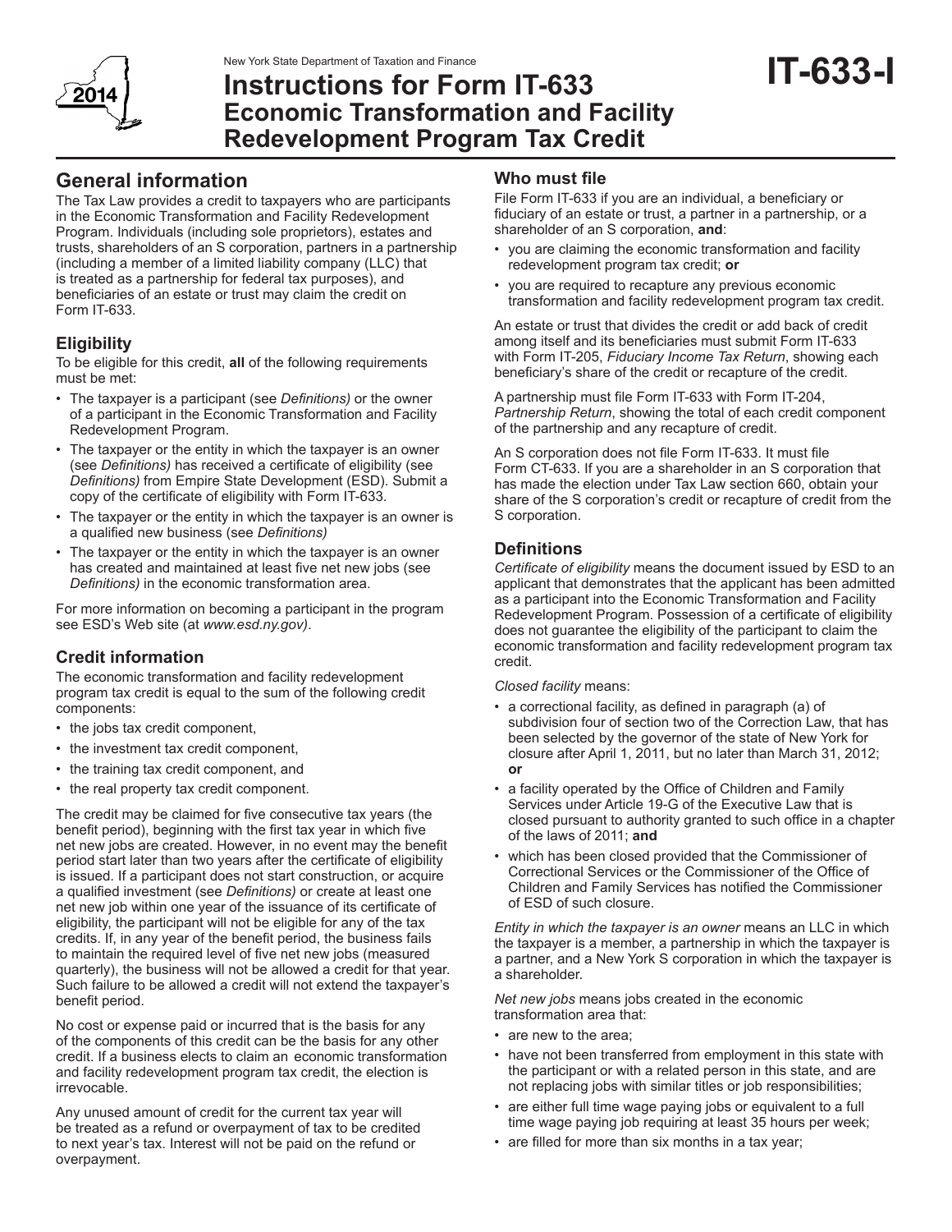New York State Department of Taxation and Finance

# Instructions for Form IT-633 Economic Transformation and Facility Redevelopment Program Tax Credit

**IT-633-I**

2014

## General information

The Tax Law provides a credit to taxpayers who are participants in the Economic Transformation and Facility Redevelopment Program. Individuals (including sole proprietors), estates and trusts, shareholders of an S corporation, partners in a partnership (including a member of a limited liability company (LLC) that is treated as a partnership for federal tax purposes), and beneficiaries of an estate or trust may claim the credit on Form IT-633.

### Eligibility

To be eligible for this credit, **all** of the following requirements must be met:

- The taxpayer is a participant (see *Definitions)* or the owner of a participant in the Economic Transformation and Facility Redevelopment Program.
- The taxpayer or the entity in which the taxpayer is an owner (see *Definitions)* has received a certificate of eligibility (see *Definitions)* from Empire State Development (ESD). Submit a copy of the certificate of eligibility with Form IT-633.
- The taxpayer or the entity in which the taxpayer is an owner is a qualified new business (see *Definitions)*
- The taxpayer or the entity in which the taxpayer is an owner has created and maintained at least five net new jobs (see *Definitions)* in the economic transformation area.

For more information on becoming a participant in the program see ESD's Web site (at *www.esd.ny.gov)*.

### Credit information

The economic transformation and facility redevelopment program tax credit is equal to the sum of the following credit components:

- the jobs tax credit component,
- the investment tax credit component,
- the training tax credit component, and
- the real property tax credit component.

The credit may be claimed for five consecutive tax years (the benefit period), beginning with the first tax year in which five net new jobs are created. However, in no event may the benefit period start later than two years after the certificate of eligibility is issued. If a participant does not start construction, or acquire a qualified investment (see *Definitions)* or create at least one net new job within one year of the issuance of its certificate of eligibility, the participant will not be eligible for any of the tax credits. If, in any year of the benefit period, the business fails to maintain the required level of five net new jobs (measured quarterly), the business will not be allowed a credit for that year. Such failure to be allowed a credit will not extend the taxpayer's benefit period.

No cost or expense paid or incurred that is the basis for any of the components of this credit can be the basis for any other credit. If a business elects to claim an economic transformation and facility redevelopment program tax credit, the election is irrevocable.

Any unused amount of credit for the current tax year will be treated as a refund or overpayment of tax to be credited to next year's tax. Interest will not be paid on the refund or overpayment.

### Who must file

File Form IT-633 if you are an individual, a beneficiary or fiduciary of an estate or trust, a partner in a partnership, or a shareholder of an S corporation, **and**:

- you are claiming the economic transformation and facility redevelopment program tax credit; **or**
- you are required to recapture any previous economic transformation and facility redevelopment program tax credit.

An estate or trust that divides the credit or add back of credit among itself and its beneficiaries must submit Form IT-633 with Form IT-205, *Fiduciary Income Tax Return*, showing each beneficiary's share of the credit or recapture of the credit.

A partnership must file Form IT-633 with Form IT-204, *Partnership Return*, showing the total of each credit component of the partnership and any recapture of credit.

An S corporation does not file Form IT-633. It must file Form CT-633. If you are a shareholder in an S corporation that has made the election under Tax Law section 660, obtain your share of the S corporation's credit or recapture of credit from the S corporation.

### Definitions

*Certificate of eligibility* means the document issued by ESD to an applicant that demonstrates that the applicant has been admitted as a participant into the Economic Transformation and Facility Redevelopment Program. Possession of a certificate of eligibility does not guarantee the eligibility of the participant to claim the economic transformation and facility redevelopment program tax credit.

*Closed facility* means:

- a correctional facility, as defined in paragraph (a) of subdivision four of section two of the Correction Law, that has been selected by the governor of the state of New York for closure after April 1, 2011, but no later than March 31, 2012; **or**
- a facility operated by the Office of Children and Family Services under Article 19-G of the Executive Law that is closed pursuant to authority granted to such office in a chapter of the laws of 2011; **and**
- which has been closed provided that the Commissioner of Correctional Services or the Commissioner of the Office of Children and Family Services has notified the Commissioner of ESD of such closure.

*Entity in which the taxpayer is an owner* means an LLC in which the taxpayer is a member, a partnership in which the taxpayer is a partner, and a New York S corporation in which the taxpayer is a shareholder.

*Net new jobs* means jobs created in the economic transformation area that:

- are new to the area;
- have not been transferred from employment in this state with the participant or with a related person in this state, and are not replacing jobs with similar titles or job responsibilities;
- are either full time wage paying jobs or equivalent to a full time wage paying job requiring at least 35 hours per week;
- are filled for more than six months in a tax year;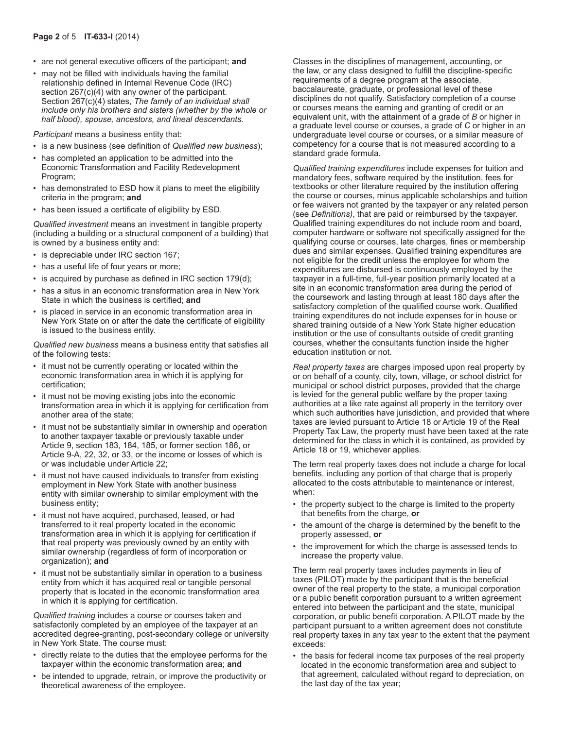- are not general executive officers of the participant; **and**
- may not be filled with individuals having the familial relationship defined in Internal Revenue Code (IRC) section 267(c)(4) with any owner of the participant. Section 267(c)(4) states, *The family of an individual shall include only his brothers and sisters (whether by the whole or half blood), spouse, ancestors, and lineal descendants.*

*Participant* means a business entity that:

- is a new business (see definition of *Qualified new business*);
- has completed an application to be admitted into the Economic Transformation and Facility Redevelopment Program;
- has demonstrated to ESD how it plans to meet the eligibility criteria in the program; **and**
- has been issued a certificate of eligibility by ESD.

*Qualified investment* means an investment in tangible property (including a building or a structural component of a building) that is owned by a business entity and:

- is depreciable under IRC section 167;
- has a useful life of four years or more;
- is acquired by purchase as defined in IRC section 179(d);
- has a situs in an economic transformation area in New York State in which the business is certified; **and**
- is placed in service in an economic transformation area in New York State on or after the date the certificate of eligibility is issued to the business entity.

*Qualified new business* means a business entity that satisfies all of the following tests:

- it must not be currently operating or located within the economic transformation area in which it is applying for certification;
- it must not be moving existing jobs into the economic transformation area in which it is applying for certification from another area of the state;
- it must not be substantially similar in ownership and operation to another taxpayer taxable or previously taxable under Article 9, section 183, 184, 185, or former section 186, or Article 9-A, 22, 32, or 33, or the income or losses of which is or was includable under Article 22;
- it must not have caused individuals to transfer from existing employment in New York State with another business entity with similar ownership to similar employment with the business entity;
- it must not have acquired, purchased, leased, or had transferred to it real property located in the economic transformation area in which it is applying for certification if that real property was previously owned by an entity with similar ownership (regardless of form of incorporation or organization); **and**
- it must not be substantially similar in operation to a business entity from which it has acquired real or tangible personal property that is located in the economic transformation area in which it is applying for certification.

*Qualified training* includes a course or courses taken and satisfactorily completed by an employee of the taxpayer at an accredited degree-granting, post-secondary college or university in New York State. The course must:

- directly relate to the duties that the employee performs for the taxpayer within the economic transformation area; **and**
- be intended to upgrade, retrain, or improve the productivity or theoretical awareness of the employee.

Classes in the disciplines of management, accounting, or the law, or any class designed to fulfill the discipline-specific requirements of a degree program at the associate, baccalaureate, graduate, or professional level of these disciplines do not qualify. Satisfactory completion of a course or courses means the earning and granting of credit or an equivalent unit, with the attainment of a grade of *B* or higher in a graduate level course or courses, a grade of *C* or higher in an undergraduate level course or courses, or a similar measure of competency for a course that is not measured according to a standard grade formula.

*Qualified training expenditures* include expenses for tuition and mandatory fees, software required by the institution, fees for textbooks or other literature required by the institution offering the course or courses, minus applicable scholarships and tuition or fee waivers not granted by the taxpayer or any related person (see *Definitions)*, that are paid or reimbursed by the taxpayer. Qualified training expenditures do not include room and board, computer hardware or software not specifically assigned for the qualifying course or courses, late charges, fines or membership dues and similar expenses. Qualified training expenditures are not eligible for the credit unless the employee for whom the expenditures are disbursed is continuously employed by the taxpayer in a full-time, full-year position primarily located at a site in an economic transformation area during the period of the coursework and lasting through at least 180 days after the satisfactory completion of the qualified course work. Qualified training expenditures do not include expenses for in house or shared training outside of a New York State higher education institution or the use of consultants outside of credit granting courses, whether the consultants function inside the higher education institution or not.

*Real property taxes* are charges imposed upon real property by or on behalf of a county, city, town, village, or school district for municipal or school district purposes, provided that the charge is levied for the general public welfare by the proper taxing authorities at a like rate against all property in the territory over which such authorities have jurisdiction, and provided that where taxes are levied pursuant to Article 18 or Article 19 of the Real Property Tax Law, the property must have been taxed at the rate determined for the class in which it is contained, as provided by Article 18 or 19, whichever applies.

The term real property taxes does not include a charge for local benefits, including any portion of that charge that is properly allocated to the costs attributable to maintenance or interest, when:

- the property subject to the charge is limited to the property that benefits from the charge, **or**
- the amount of the charge is determined by the benefit to the property assessed, **or**
- the improvement for which the charge is assessed tends to increase the property value.

The term real property taxes includes payments in lieu of taxes (PILOT) made by the participant that is the beneficial owner of the real property to the state, a municipal corporation or a public benefit corporation pursuant to a written agreement entered into between the participant and the state, municipal corporation, or public benefit corporation. A PILOT made by the participant pursuant to a written agreement does not constitute real property taxes in any tax year to the extent that the payment exceeds:

- the basis for federal income tax purposes of the real property located in the economic transformation area and subject to that agreement, calculated without regard to depreciation, on the last day of the tax year;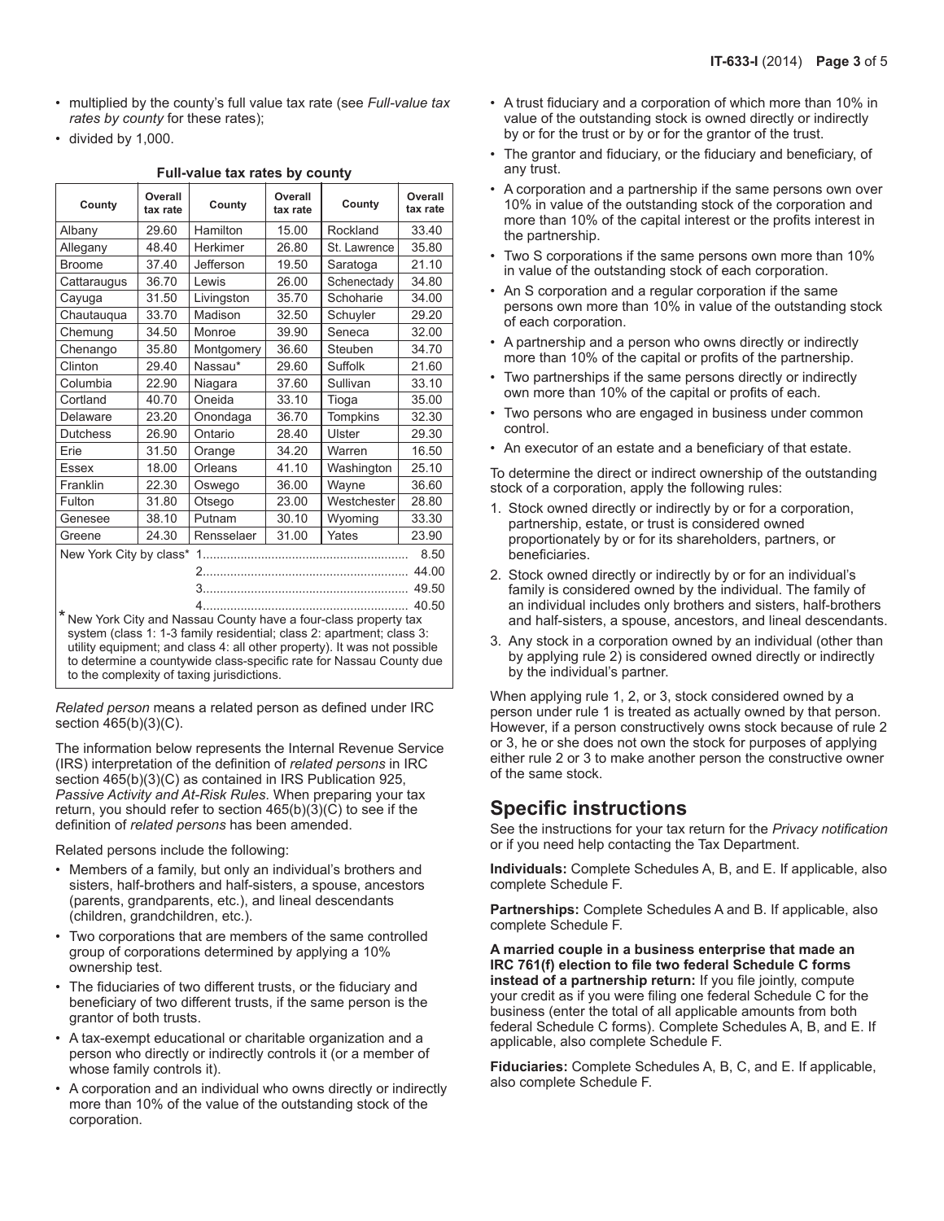- multiplied by the county's full value tax rate (see *Full-value tax rates by county* for these rates);
- divided by 1,000.

**Full-value tax rates by county**

| County | Overall tax rate | County | Overall tax rate | County | Overall tax rate |
|---|---|---|---|---|---|
| Albany | 29.60 | Hamilton | 15.00 | Rockland | 33.40 |
| Allegany | 48.40 | Herkimer | 26.80 | St. Lawrence | 35.80 |
| Broome | 37.40 | Jefferson | 19.50 | Saratoga | 21.10 |
| Cattaraugus | 36.70 | Lewis | 26.00 | Schenectady | 34.80 |
| Cayuga | 31.50 | Livingston | 35.70 | Schoharie | 34.00 |
| Chautauqua | 33.70 | Madison | 32.50 | Schuyler | 29.20 |
| Chemung | 34.50 | Monroe | 39.90 | Seneca | 32.00 |
| Chenango | 35.80 | Montgomery | 36.60 | Steuben | 34.70 |
| Clinton | 29.40 | Nassau* | 29.60 | Suffolk | 21.60 |
| Columbia | 22.90 | Niagara | 37.60 | Sullivan | 33.10 |
| Cortland | 40.70 | Oneida | 33.10 | Tioga | 35.00 |
| Delaware | 23.20 | Onondaga | 36.70 | Tompkins | 32.30 |
| Dutchess | 26.90 | Ontario | 28.40 | Ulster | 29.30 |
| Erie | 31.50 | Orange | 34.20 | Warren | 16.50 |
| Essex | 18.00 | Orleans | 41.10 | Washington | 25.10 |
| Franklin | 22.30 | Oswego | 36.00 | Wayne | 36.60 |
| Fulton | 31.80 | Otsego | 23.00 | Westchester | 28.80 |
| Genesee | 38.10 | Putnam | 30.10 | Wyoming | 33.30 |
| Greene | 24.30 | Rensselaer | 31.00 | Yates | 23.90 |
| New York City by class* 1 | | | | | 8.50 |
| 2 | | | | | 44.00 |
| 3 | | | | | 49.50 |
| 4 | | | | | 40.50 |

\* New York City and Nassau County have a four-class property tax system (class 1: 1-3 family residential; class 2: apartment; class 3: utility equipment; and class 4: all other property). It was not possible to determine a countywide class-specific rate for Nassau County due to the complexity of taxing jurisdictions.

*Related person* means a related person as defined under IRC section 465(b)(3)(C).

The information below represents the Internal Revenue Service (IRS) interpretation of the definition of *related persons* in IRC section 465(b)(3)(C) as contained in IRS Publication 925, *Passive Activity and At-Risk Rules*. When preparing your tax return, you should refer to section 465(b)(3)(C) to see if the definition of *related persons* has been amended.

Related persons include the following:

- Members of a family, but only an individual's brothers and sisters, half-brothers and half-sisters, a spouse, ancestors (parents, grandparents, etc.), and lineal descendants (children, grandchildren, etc.).
- Two corporations that are members of the same controlled group of corporations determined by applying a 10% ownership test.
- The fiduciaries of two different trusts, or the fiduciary and beneficiary of two different trusts, if the same person is the grantor of both trusts.
- A tax-exempt educational or charitable organization and a person who directly or indirectly controls it (or a member of whose family controls it).
- A corporation and an individual who owns directly or indirectly more than 10% of the value of the outstanding stock of the corporation.
- A trust fiduciary and a corporation of which more than 10% in value of the outstanding stock is owned directly or indirectly by or for the trust or by or for the grantor of the trust.
- The grantor and fiduciary, or the fiduciary and beneficiary, of any trust.
- A corporation and a partnership if the same persons own over 10% in value of the outstanding stock of the corporation and more than 10% of the capital interest or the profits interest in the partnership.
- Two S corporations if the same persons own more than 10% in value of the outstanding stock of each corporation.
- An S corporation and a regular corporation if the same persons own more than 10% in value of the outstanding stock of each corporation.
- A partnership and a person who owns directly or indirectly more than 10% of the capital or profits of the partnership.
- Two partnerships if the same persons directly or indirectly own more than 10% of the capital or profits of each.
- Two persons who are engaged in business under common control.
- An executor of an estate and a beneficiary of that estate.

To determine the direct or indirect ownership of the outstanding stock of a corporation, apply the following rules:

1. Stock owned directly or indirectly by or for a corporation, partnership, estate, or trust is considered owned proportionately by or for its shareholders, partners, or beneficiaries.
2. Stock owned directly or indirectly by or for an individual's family is considered owned by the individual. The family of an individual includes only brothers and sisters, half-brothers and half-sisters, a spouse, ancestors, and lineal descendants.
3. Any stock in a corporation owned by an individual (other than by applying rule 2) is considered owned directly or indirectly by the individual's partner.

When applying rule 1, 2, or 3, stock considered owned by a person under rule 1 is treated as actually owned by that person. However, if a person constructively owns stock because of rule 2 or 3, he or she does not own the stock for purposes of applying either rule 2 or 3 to make another person the constructive owner of the same stock.

## Specific instructions

See the instructions for your tax return for the *Privacy notification* or if you need help contacting the Tax Department.

**Individuals:** Complete Schedules A, B, and E. If applicable, also complete Schedule F.

**Partnerships:** Complete Schedules A and B. If applicable, also complete Schedule F.

**A married couple in a business enterprise that made an IRC 761(f) election to file two federal Schedule C forms instead of a partnership return:** If you file jointly, compute your credit as if you were filing one federal Schedule C for the business (enter the total of all applicable amounts from both federal Schedule C forms). Complete Schedules A, B, and E. If applicable, also complete Schedule F.

**Fiduciaries:** Complete Schedules A, B, C, and E. If applicable, also complete Schedule F.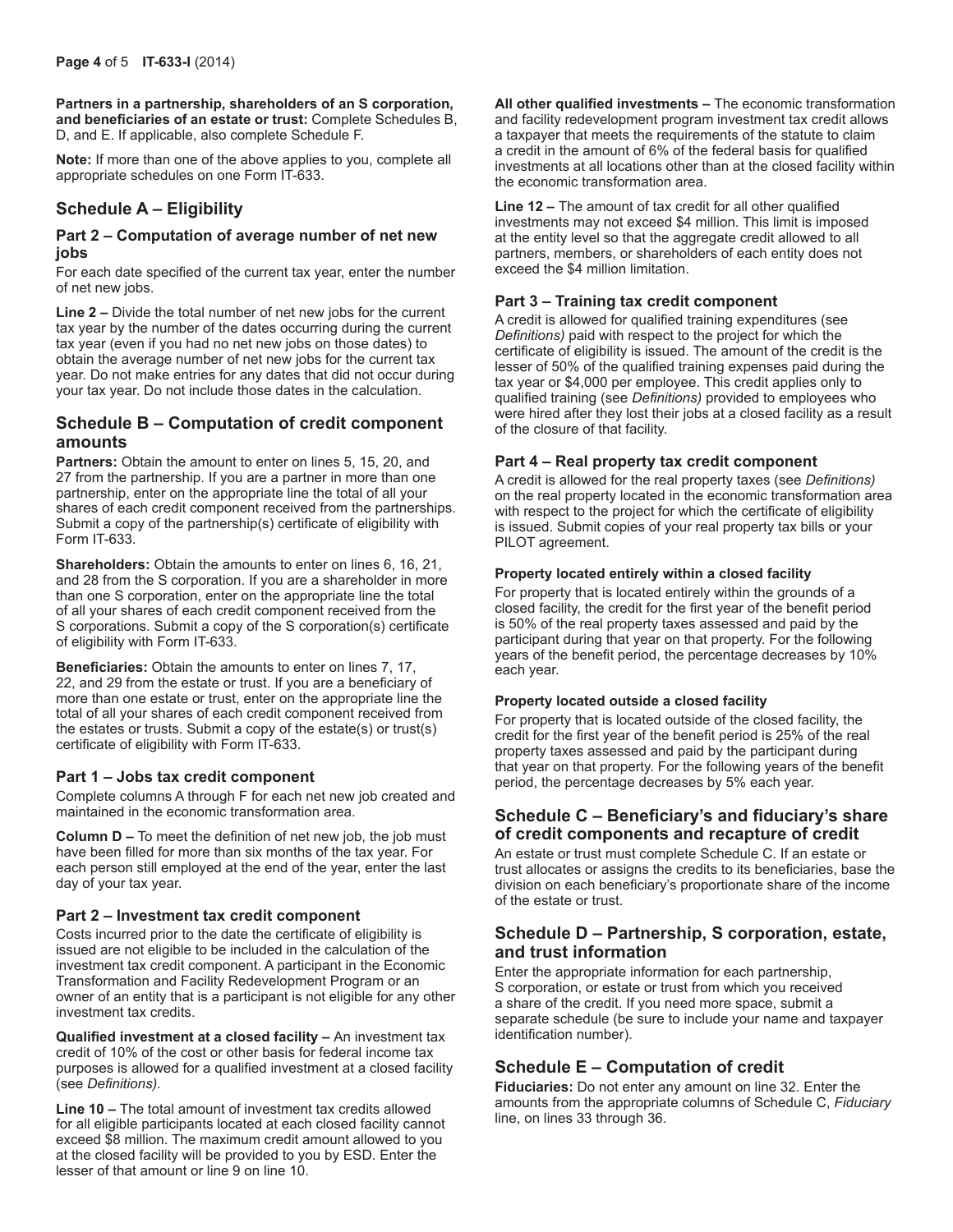**Partners in a partnership, shareholders of an S corporation, and beneficiaries of an estate or trust:** Complete Schedules B, D, and E. If applicable, also complete Schedule F.

**Note:** If more than one of the above applies to you, complete all appropriate schedules on one Form IT-633.

## Schedule A – Eligibility

### Part 2 – Computation of average number of net new jobs

For each date specified of the current tax year, enter the number of net new jobs.

**Line 2 –** Divide the total number of net new jobs for the current tax year by the number of the dates occurring during the current tax year (even if you had no net new jobs on those dates) to obtain the average number of net new jobs for the current tax year. Do not make entries for any dates that did not occur during your tax year. Do not include those dates in the calculation.

## Schedule B – Computation of credit component amounts

**Partners:** Obtain the amount to enter on lines 5, 15, 20, and 27 from the partnership. If you are a partner in more than one partnership, enter on the appropriate line the total of all your shares of each credit component received from the partnerships. Submit a copy of the partnership(s) certificate of eligibility with Form IT-633.

**Shareholders:** Obtain the amounts to enter on lines 6, 16, 21, and 28 from the S corporation. If you are a shareholder in more than one S corporation, enter on the appropriate line the total of all your shares of each credit component received from the S corporations. Submit a copy of the S corporation(s) certificate of eligibility with Form IT-633.

**Beneficiaries:** Obtain the amounts to enter on lines 7, 17, 22, and 29 from the estate or trust. If you are a beneficiary of more than one estate or trust, enter on the appropriate line the total of all your shares of each credit component received from the estates or trusts. Submit a copy of the estate(s) or trust(s) certificate of eligibility with Form IT-633.

### Part 1 – Jobs tax credit component

Complete columns A through F for each net new job created and maintained in the economic transformation area.

**Column D –** To meet the definition of net new job, the job must have been filled for more than six months of the tax year. For each person still employed at the end of the year, enter the last day of your tax year.

### Part 2 – Investment tax credit component

Costs incurred prior to the date the certificate of eligibility is issued are not eligible to be included in the calculation of the investment tax credit component. A participant in the Economic Transformation and Facility Redevelopment Program or an owner of an entity that is a participant is not eligible for any other investment tax credits.

**Qualified investment at a closed facility –** An investment tax credit of 10% of the cost or other basis for federal income tax purposes is allowed for a qualified investment at a closed facility (see *Definitions).*

**Line 10 –** The total amount of investment tax credits allowed for all eligible participants located at each closed facility cannot exceed $8 million. The maximum credit amount allowed to you at the closed facility will be provided to you by ESD. Enter the lesser of that amount or line 9 on line 10.

**All other qualified investments –** The economic transformation and facility redevelopment program investment tax credit allows a taxpayer that meets the requirements of the statute to claim a credit in the amount of 6% of the federal basis for qualified investments at all locations other than at the closed facility within the economic transformation area.

**Line 12 –** The amount of tax credit for all other qualified investments may not exceed $4 million. This limit is imposed at the entity level so that the aggregate credit allowed to all partners, members, or shareholders of each entity does not exceed the $4 million limitation.

### Part 3 – Training tax credit component

A credit is allowed for qualified training expenditures (see *Definitions)* paid with respect to the project for which the certificate of eligibility is issued. The amount of the credit is the lesser of 50% of the qualified training expenses paid during the tax year or $4,000 per employee. This credit applies only to qualified training (see *Definitions)* provided to employees who were hired after they lost their jobs at a closed facility as a result of the closure of that facility.

### Part 4 – Real property tax credit component

A credit is allowed for the real property taxes (see *Definitions)* on the real property located in the economic transformation area with respect to the project for which the certificate of eligibility is issued. Submit copies of your real property tax bills or your PILOT agreement.

#### Property located entirely within a closed facility

For property that is located entirely within the grounds of a closed facility, the credit for the first year of the benefit period is 50% of the real property taxes assessed and paid by the participant during that year on that property. For the following years of the benefit period, the percentage decreases by 10% each year.

#### Property located outside a closed facility

For property that is located outside of the closed facility, the credit for the first year of the benefit period is 25% of the real property taxes assessed and paid by the participant during that year on that property. For the following years of the benefit period, the percentage decreases by 5% each year.

## Schedule C – Beneficiary's and fiduciary's share of credit components and recapture of credit

An estate or trust must complete Schedule C. If an estate or trust allocates or assigns the credits to its beneficiaries, base the division on each beneficiary's proportionate share of the income of the estate or trust.

## Schedule D – Partnership, S corporation, estate, and trust information

Enter the appropriate information for each partnership, S corporation, or estate or trust from which you received a share of the credit. If you need more space, submit a separate schedule (be sure to include your name and taxpayer identification number).

## Schedule E – Computation of credit

**Fiduciaries:** Do not enter any amount on line 32. Enter the amounts from the appropriate columns of Schedule C, *Fiduciary* line, on lines 33 through 36.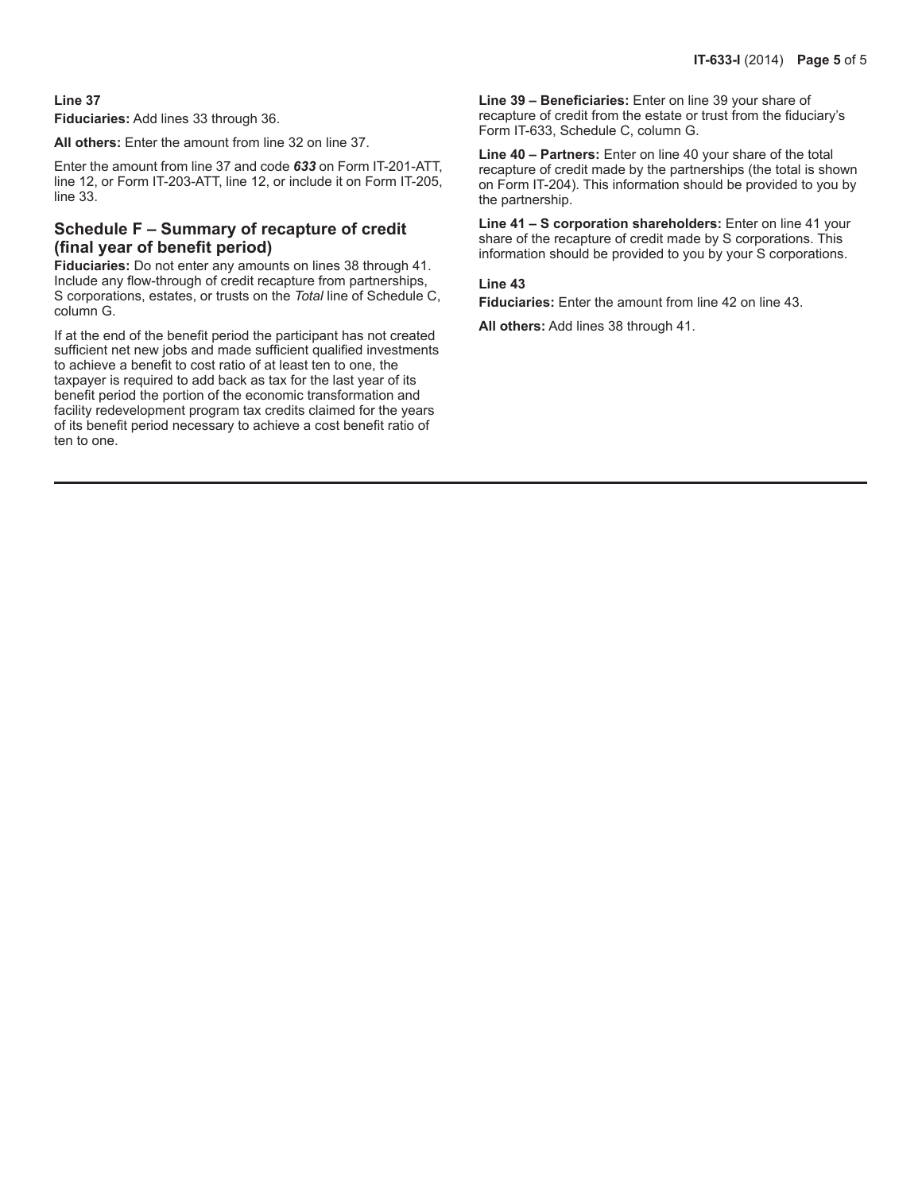**Line 37**

**Fiduciaries:** Add lines 33 through 36.

**All others:** Enter the amount from line 32 on line 37.

Enter the amount from line 37 and code ***633*** on Form IT-201-ATT, line 12, or Form IT-203-ATT, line 12, or include it on Form IT-205, line 33.

## Schedule F – Summary of recapture of credit (final year of benefit period)

**Fiduciaries:** Do not enter any amounts on lines 38 through 41. Include any flow-through of credit recapture from partnerships, S corporations, estates, or trusts on the *Total* line of Schedule C, column G.

If at the end of the benefit period the participant has not created sufficient net new jobs and made sufficient qualified investments to achieve a benefit to cost ratio of at least ten to one, the taxpayer is required to add back as tax for the last year of its benefit period the portion of the economic transformation and facility redevelopment program tax credits claimed for the years of its benefit period necessary to achieve a cost benefit ratio of ten to one.

**Line 39 – Beneficiaries:** Enter on line 39 your share of recapture of credit from the estate or trust from the fiduciary's Form IT-633, Schedule C, column G.

**Line 40 – Partners:** Enter on line 40 your share of the total recapture of credit made by the partnerships (the total is shown on Form IT-204). This information should be provided to you by the partnership.

**Line 41 – S corporation shareholders:** Enter on line 41 your share of the recapture of credit made by S corporations. This information should be provided to you by your S corporations.

**Line 43**

**Fiduciaries:** Enter the amount from line 42 on line 43.

**All others:** Add lines 38 through 41.